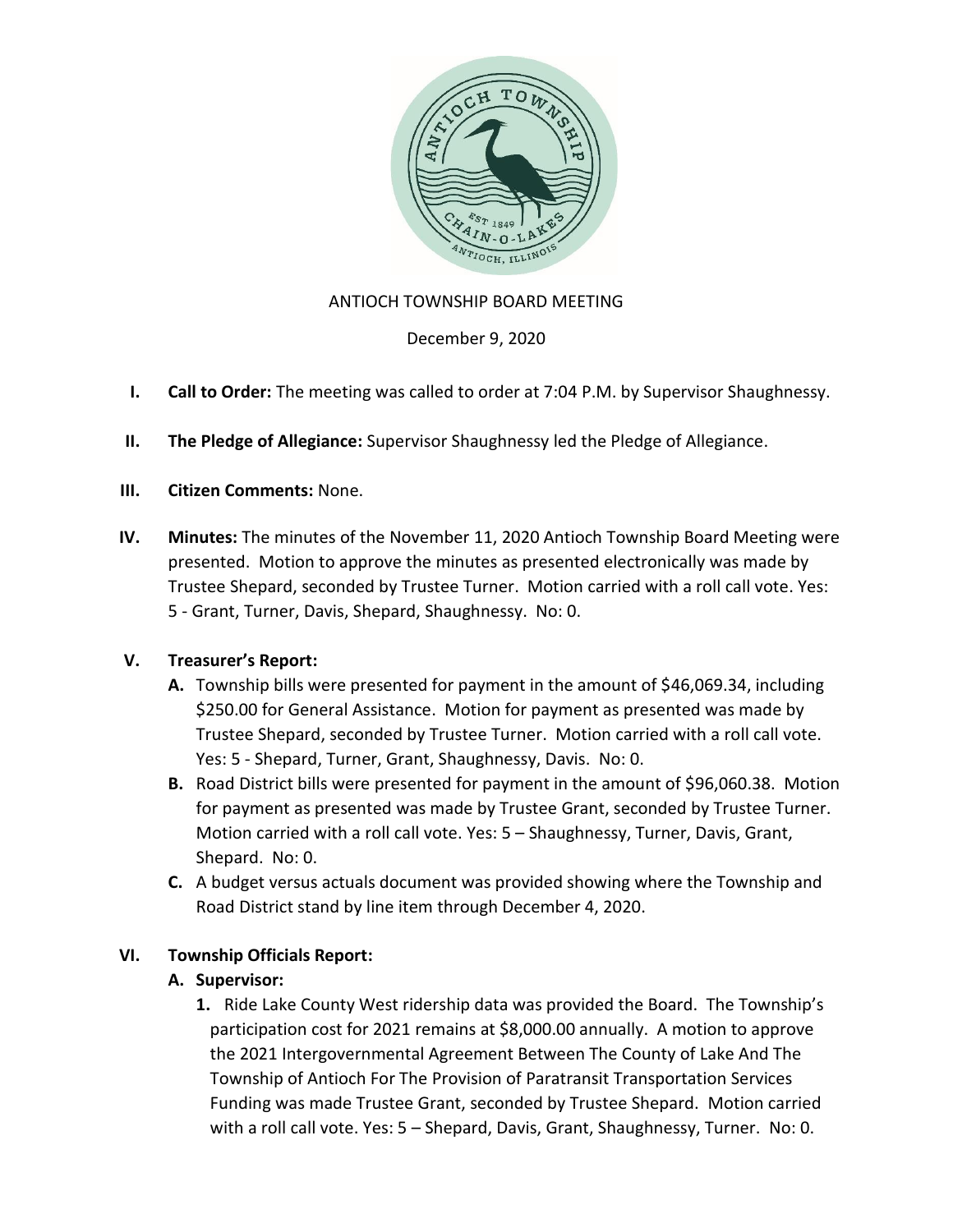ANTIOCH TOWNSHIP BOARD MEETING

December 9, 2020

I. **Call to Order:** The meeting was called to order at 7:04 P.M. by Supervisor Shaughnessy.

II. **The Pledge of Allegiance:** Supervisor Shaughnessy led the Pledge of Allegiance.

III. **Citizen Comments:** None.

IV. **Minutes:** The minutes of the November 11, 2020 Antioch Township Board Meeting were presented. Motion to approve the minutes as presented electronically was made by Trustee Shepard, seconded by Trustee Turner. Motion carried with a roll call vote. Yes: 5 - Grant, Turner, Davis, Shepard, Shaughnessy. No: 0.

V. **Treasurer's Report:**

   **A.** Township bills were presented for payment in the amount of $46,069.34, including $250.00 for General Assistance. Motion for payment as presented was made by Trustee Shepard, seconded by Trustee Turner. Motion carried with a roll call vote. Yes: 5 - Shepard, Turner, Grant, Shaughnessy, Davis. No: 0.

   **B.** Road District bills were presented for payment in the amount of $96,060.38. Motion for payment as presented was made by Trustee Grant, seconded by Trustee Turner. Motion carried with a roll call vote. Yes: 5 – Shaughnessy, Turner, Davis, Grant, Shepard. No: 0.

   **C.** A budget versus actuals document was provided showing where the Township and Road District stand by line item through December 4, 2020.

VI. **Township Officials Report:**

   **A. Supervisor:**

   **1.** Ride Lake County West ridership data was provided the Board. The Township's participation cost for 2021 remains at $8,000.00 annually. A motion to approve the 2021 Intergovernmental Agreement Between The County of Lake And The Township of Antioch For The Provision of Paratransit Transportation Services Funding was made Trustee Grant, seconded by Trustee Shepard. Motion carried with a roll call vote. Yes: 5 – Shepard, Davis, Grant, Shaughnessy, Turner. No: 0.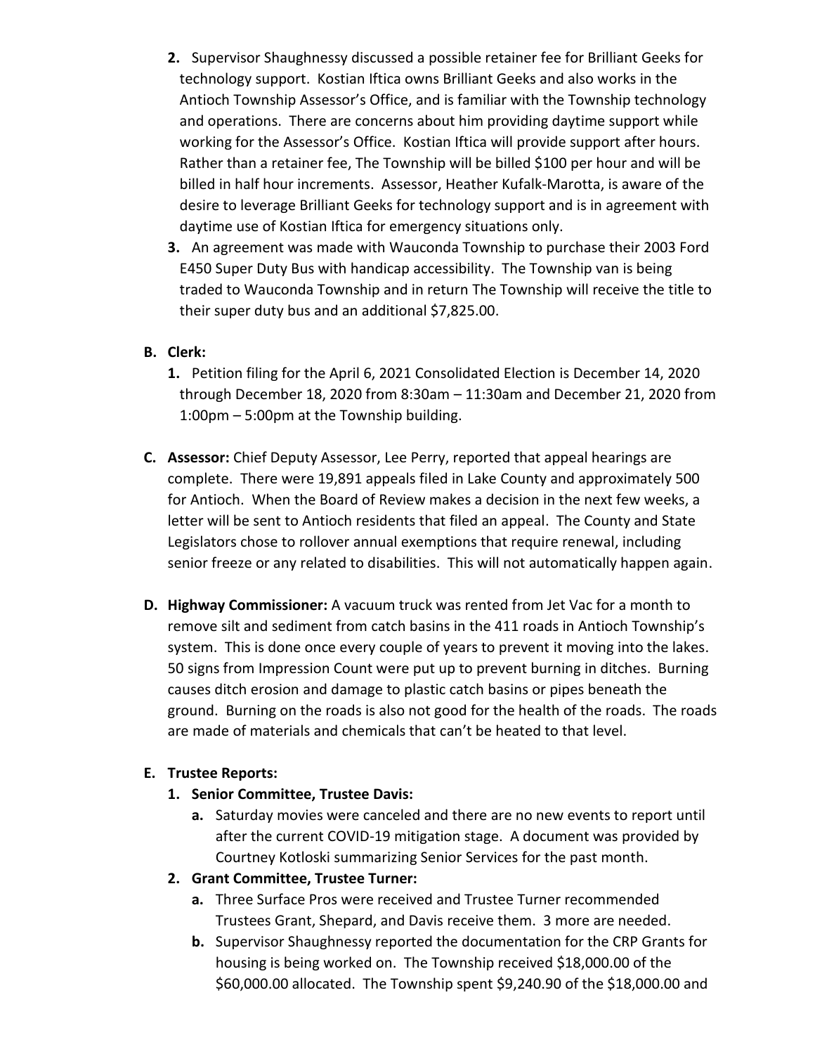2. Supervisor Shaughnessy discussed a possible retainer fee for Brilliant Geeks for technology support. Kostian Iftica owns Brilliant Geeks and also works in the Antioch Township Assessor's Office, and is familiar with the Township technology and operations. There are concerns about him providing daytime support while working for the Assessor's Office. Kostian Iftica will provide support after hours. Rather than a retainer fee, The Township will be billed $100 per hour and will be billed in half hour increments. Assessor, Heather Kufalk-Marotta, is aware of the desire to leverage Brilliant Geeks for technology support and is in agreement with daytime use of Kostian Iftica for emergency situations only.
3. An agreement was made with Wauconda Township to purchase their 2003 Ford E450 Super Duty Bus with handicap accessibility. The Township van is being traded to Wauconda Township and in return The Township will receive the title to their super duty bus and an additional $7,825.00.

**B. Clerk:**

1. Petition filing for the April 6, 2021 Consolidated Election is December 14, 2020 through December 18, 2020 from 8:30am – 11:30am and December 21, 2020 from 1:00pm – 5:00pm at the Township building.

**C. Assessor:** Chief Deputy Assessor, Lee Perry, reported that appeal hearings are complete. There were 19,891 appeals filed in Lake County and approximately 500 for Antioch. When the Board of Review makes a decision in the next few weeks, a letter will be sent to Antioch residents that filed an appeal. The County and State Legislators chose to rollover annual exemptions that require renewal, including senior freeze or any related to disabilities. This will not automatically happen again.

**D. Highway Commissioner:** A vacuum truck was rented from Jet Vac for a month to remove silt and sediment from catch basins in the 411 roads in Antioch Township's system. This is done once every couple of years to prevent it moving into the lakes. 50 signs from Impression Count were put up to prevent burning in ditches. Burning causes ditch erosion and damage to plastic catch basins or pipes beneath the ground. Burning on the roads is also not good for the health of the roads. The roads are made of materials and chemicals that can't be heated to that level.

**E. Trustee Reports:**

1. **Senior Committee, Trustee Davis:**
   a. Saturday movies were canceled and there are no new events to report until after the current COVID-19 mitigation stage. A document was provided by Courtney Kotloski summarizing Senior Services for the past month.
2. **Grant Committee, Trustee Turner:**
   a. Three Surface Pros were received and Trustee Turner recommended Trustees Grant, Shepard, and Davis receive them. 3 more are needed.
   b. Supervisor Shaughnessy reported the documentation for the CRP Grants for housing is being worked on. The Township received $18,000.00 of the $60,000.00 allocated. The Township spent $9,240.90 of the $18,000.00 and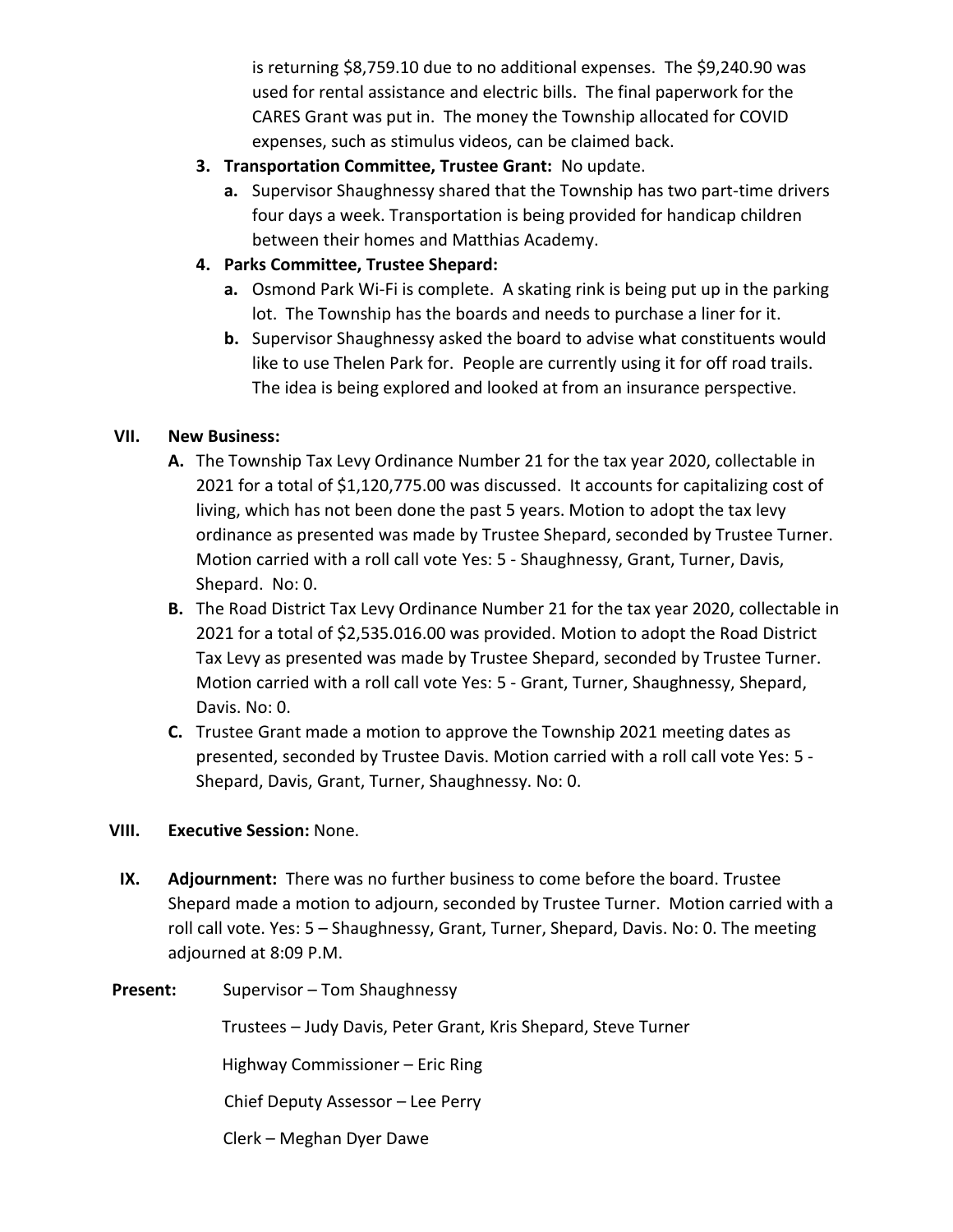is returning $8,759.10 due to no additional expenses. The $9,240.90 was used for rental assistance and electric bills. The final paperwork for the CARES Grant was put in. The money the Township allocated for COVID expenses, such as stimulus videos, can be claimed back.

3. **Transportation Committee, Trustee Grant:** No update.
   a. Supervisor Shaughnessy shared that the Township has two part-time drivers four days a week. Transportation is being provided for handicap children between their homes and Matthias Academy.
4. **Parks Committee, Trustee Shepard:**
   a. Osmond Park Wi-Fi is complete. A skating rink is being put up in the parking lot. The Township has the boards and needs to purchase a liner for it.
   b. Supervisor Shaughnessy asked the board to advise what constituents would like to use Thelen Park for. People are currently using it for off road trails. The idea is being explored and looked at from an insurance perspective.

**VII. New Business:**

A. The Township Tax Levy Ordinance Number 21 for the tax year 2020, collectable in 2021 for a total of $1,120,775.00 was discussed. It accounts for capitalizing cost of living, which has not been done the past 5 years. Motion to adopt the tax levy ordinance as presented was made by Trustee Shepard, seconded by Trustee Turner. Motion carried with a roll call vote Yes: 5 - Shaughnessy, Grant, Turner, Davis, Shepard. No: 0.

B. The Road District Tax Levy Ordinance Number 21 for the tax year 2020, collectable in 2021 for a total of $2,535.016.00 was provided. Motion to adopt the Road District Tax Levy as presented was made by Trustee Shepard, seconded by Trustee Turner. Motion carried with a roll call vote Yes: 5 - Grant, Turner, Shaughnessy, Shepard, Davis. No: 0.

C. Trustee Grant made a motion to approve the Township 2021 meeting dates as presented, seconded by Trustee Davis. Motion carried with a roll call vote Yes: 5 - Shepard, Davis, Grant, Turner, Shaughnessy. No: 0.

**VIII. Executive Session:** None.

**IX. Adjournment:** There was no further business to come before the board. Trustee Shepard made a motion to adjourn, seconded by Trustee Turner. Motion carried with a roll call vote. Yes: 5 – Shaughnessy, Grant, Turner, Shepard, Davis. No: 0. The meeting adjourned at 8:09 P.M.

**Present:** Supervisor – Tom Shaughnessy

Trustees – Judy Davis, Peter Grant, Kris Shepard, Steve Turner

Highway Commissioner – Eric Ring

Chief Deputy Assessor – Lee Perry

Clerk – Meghan Dyer Dawe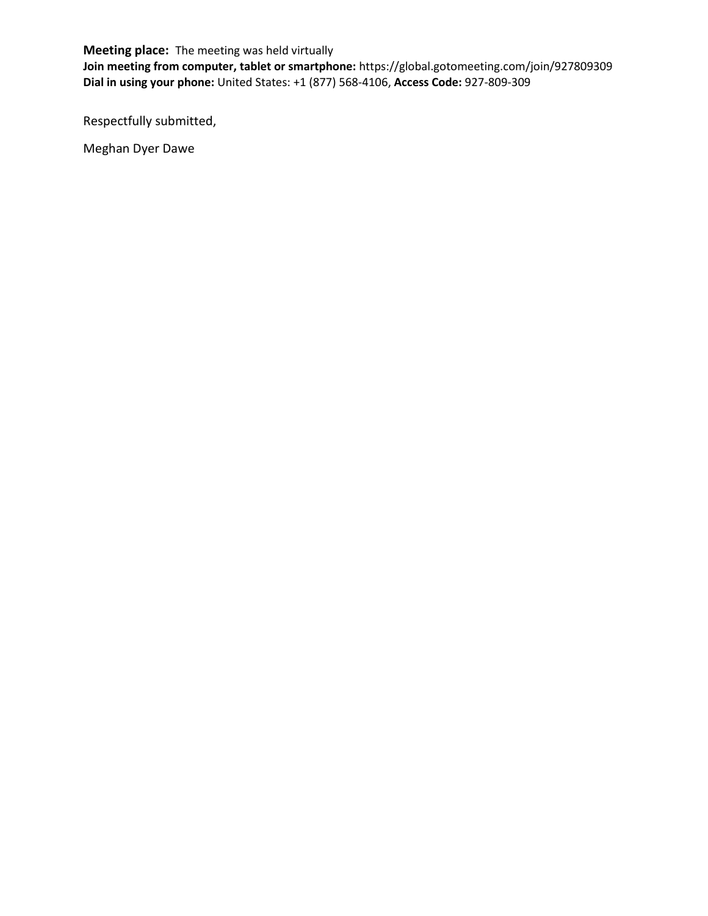**Meeting place:** The meeting was held virtually
**Join meeting from computer, tablet or smartphone:** https://global.gotomeeting.com/join/927809309
**Dial in using your phone:** United States: +1 (877) 568-4106, **Access Code:** 927-809-309

Respectfully submitted,

Meghan Dyer Dawe